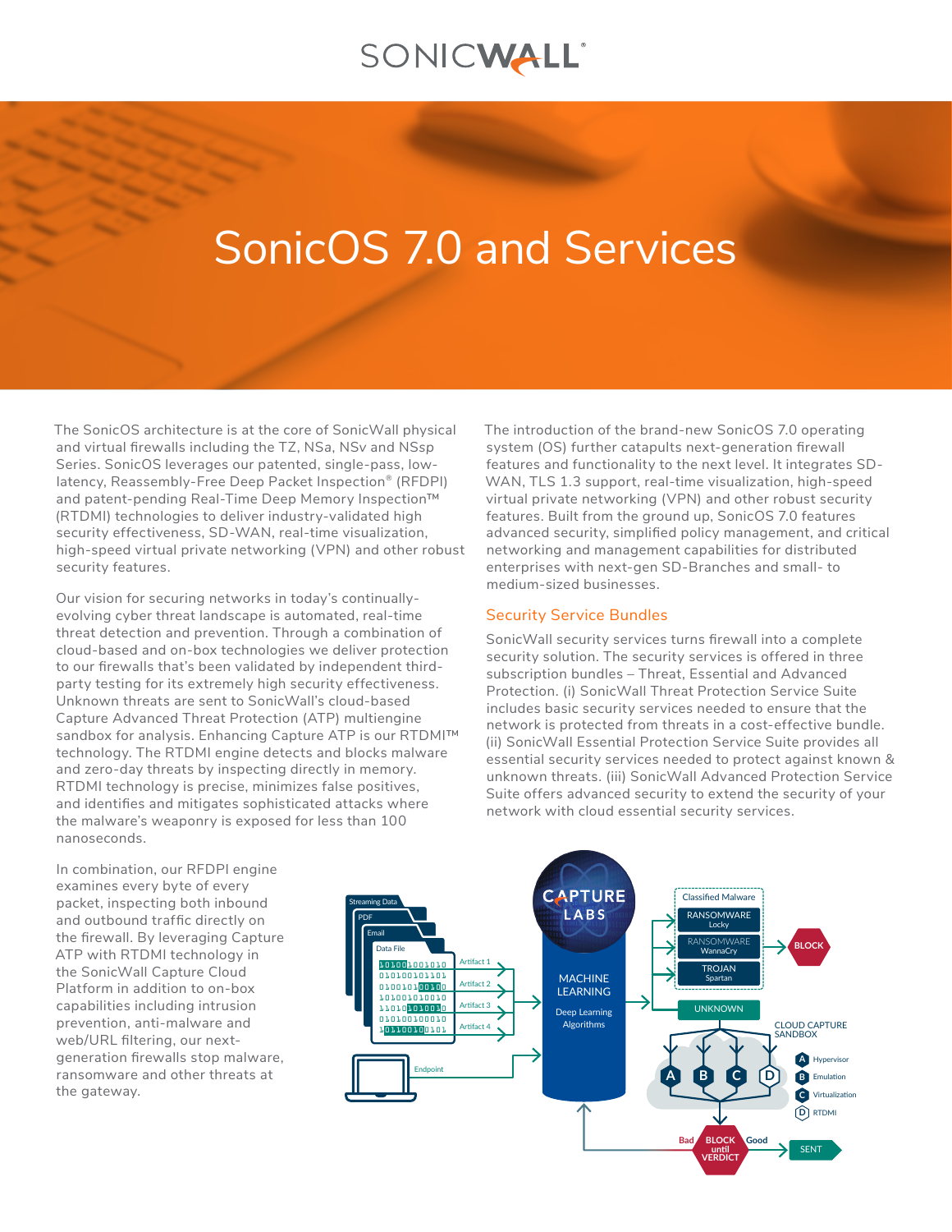# SonicOS 7.0 and Services

The SonicOS architecture is at the core of SonicWall physical and virtual firewalls including the TZ, NSa, NSv and NSsp Series. SonicOS leverages our patented, single-pass, low-latency, Reassembly-Free Deep Packet Inspection® (RFDPI) and patent-pending Real-Time Deep Memory Inspection™ (RTDMI) technologies to deliver industry-validated high security effectiveness, SD-WAN, real-time visualization, high-speed virtual private networking (VPN) and other robust security features.

Our vision for securing networks in today's continually-evolving cyber threat landscape is automated, real-time threat detection and prevention. Through a combination of cloud-based and on-box technologies we deliver protection to our firewalls that's been validated by independent third-party testing for its extremely high security effectiveness. Unknown threats are sent to SonicWall's cloud-based Capture Advanced Threat Protection (ATP) multiengine sandbox for analysis. Enhancing Capture ATP is our RTDMI™ technology. The RTDMI engine detects and blocks malware and zero-day threats by inspecting directly in memory. RTDMI technology is precise, minimizes false positives, and identifies and mitigates sophisticated attacks where the malware's weaponry is exposed for less than 100 nanoseconds.

In combination, our RFDPI engine examines every byte of every packet, inspecting both inbound and outbound traffic directly on the firewall. By leveraging Capture ATP with RTDMI technology in the SonicWall Capture Cloud Platform in addition to on-box capabilities including intrusion prevention, anti-malware and web/URL filtering, our next-generation firewalls stop malware, ransomware and other threats at the gateway.

The introduction of the brand-new SonicOS 7.0 operating system (OS) further catapults next-generation firewall features and functionality to the next level. It integrates SD-WAN, TLS 1.3 support, real-time visualization, high-speed virtual private networking (VPN) and other robust security features. Built from the ground up, SonicOS 7.0 features advanced security, simplified policy management, and critical networking and management capabilities for distributed enterprises with next-gen SD-Branches and small- to medium-sized businesses.

## Security Service Bundles

SonicWall security services turns firewall into a complete security solution. The security services is offered in three subscription bundles – Threat, Essential and Advanced Protection. (i) SonicWall Threat Protection Service Suite includes basic security services needed to ensure that the network is protected from threats in a cost-effective bundle. (ii) SonicWall Essential Protection Service Suite provides all essential security services needed to protect against known & unknown threats. (iii) SonicWall Advanced Protection Service Suite offers advanced security to extend the security of your network with cloud essential security services.

Streaming Data
PDF
Email
Data File
Artifact 1
Artifact 2
Artifact 3
Artifact 4
Endpoint
CAPTURE LABS
MACHINE LEARNING
Deep Learning Algorithms
Classified Malware
RANSOMWARE Locky
RANSOMWARE WannaCry
TROJAN Spartan
BLOCK
UNKNOWN
CLOUD CAPTURE SANDBOX
A Hypervisor
B Emulation
C Virtualization
D RTDMI
Bad
BLOCK until VERDICT
Good
SENT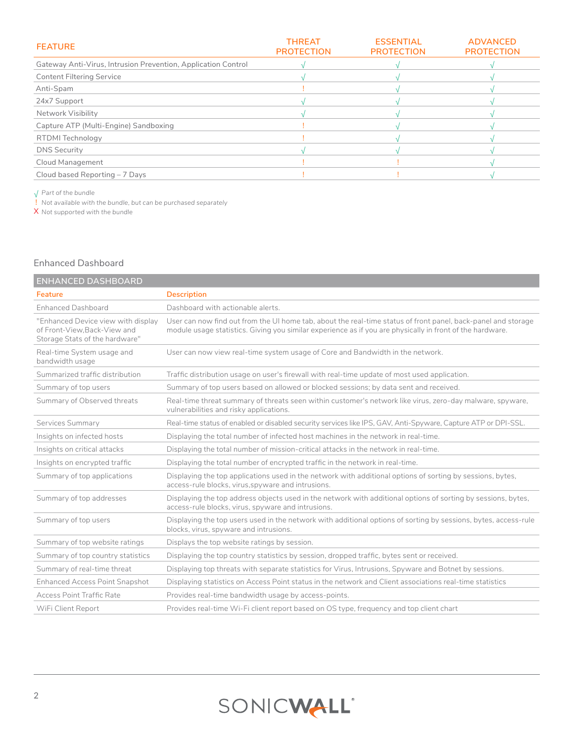| FEATURE | THREAT PROTECTION | ESSENTIAL PROTECTION | ADVANCED PROTECTION |
|---|---|---|---|
| Gateway Anti-Virus, Intrusion Prevention, Application Control | √ | √ | √ |
| Content Filtering Service | √ | √ | √ |
| Anti-Spam | ! | √ | √ |
| 24x7 Support | √ | √ | √ |
| Network Visibility | √ | √ | √ |
| Capture ATP (Multi-Engine) Sandboxing | ! | √ | √ |
| RTDMI Technology | ! | √ | √ |
| DNS Security | √ | √ | √ |
| Cloud Management | ! | ! | √ |
| Cloud based Reporting – 7 Days | ! | ! | √ |

√ *Part of the bundle*
! *Not available with the bundle, but can be purchased separately*
X *Not supported with the bundle*

## Enhanced Dashboard

| ENHANCED DASHBOARD | |
|---|---|
| **Feature** | **Description** |
| Enhanced Dashboard | Dashboard with actionable alerts. |
| "Enhanced Device view with display of Front-View,Back-View and Storage Stats of the hardware" | User can now find out from the UI home tab, about the real-time status of front panel, back-panel and storage module usage statistics. Giving you similar experience as if you are physically in front of the hardware. |
| Real-time System usage and bandwidth usage | User can now view real-time system usage of Core and Bandwidth in the network. |
| Summarized traffic distribution | Traffic distribution usage on user's firewall with real-time update of most used application. |
| Summary of top users | Summary of top users based on allowed or blocked sessions; by data sent and received. |
| Summary of Observed threats | Real-time threat summary of threats seen within customer's network like virus, zero-day malware, spyware, vulnerabilities and risky applications. |
| Services Summary | Real-time status of enabled or disabled security services like IPS, GAV, Anti-Spyware, Capture ATP or DPI-SSL. |
| Insights on infected hosts | Displaying the total number of infected host machines in the network in real-time. |
| Insights on critical attacks | Displaying the total number of mission-critical attacks in the network in real-time. |
| Insights on encrypted traffic | Displaying the total number of encrypted traffic in the network in real-time. |
| Summary of top applications | Displaying the top applications used in the network with additional options of sorting by sessions, bytes, access-rule blocks, virus,spyware and intrusions. |
| Summary of top addresses | Displaying the top address objects used in the network with additional options of sorting by sessions, bytes, access-rule blocks, virus, spyware and intrusions. |
| Summary of top users | Displaying the top users used in the network with additional options of sorting by sessions, bytes, access-rule blocks, virus, spyware and intrusions. |
| Summary of top website ratings | Displays the top website ratings by session. |
| Summary of top country statistics | Displaying the top country statistics by session, dropped traffic, bytes sent or received. |
| Summary of real-time threat | Displaying top threats with separate statistics for Virus, Intrusions, Spyware and Botnet by sessions. |
| Enhanced Access Point Snapshot | Displaying statistics on Access Point status in the network and Client associations real-time statistics |
| Access Point Traffic Rate | Provides real-time bandwidth usage by access-points. |
| WiFi Client Report | Provides real-time Wi-Fi client report based on OS type, frequency and top client chart |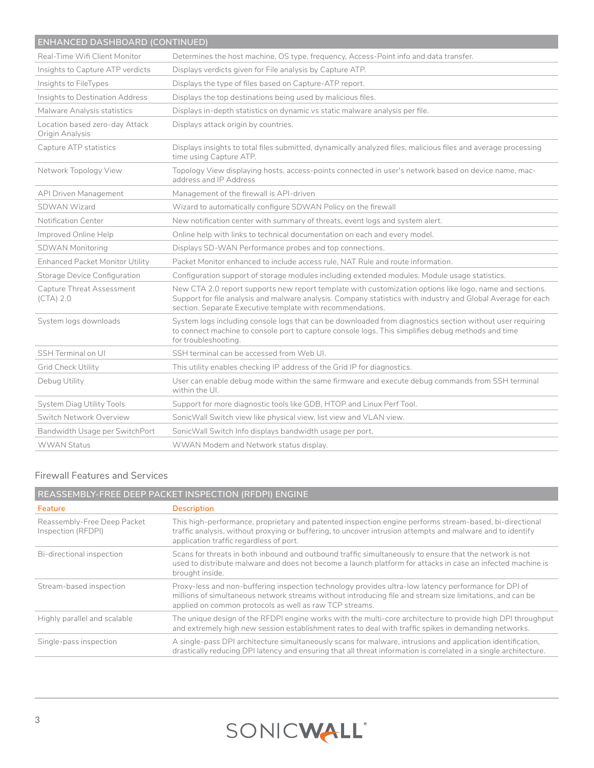| ENHANCED DASHBOARD (CONTINUED) | |
|---|---|
| Real-Time Wifi Client Monitor | Determines the host machine, OS type, frequency, Access-Point info and data transfer. |
| Insights to Capture ATP verdicts | Displays verdicts given for File analysis by Capture ATP. |
| Insights to FileTypes | Displays the type of files based on Capture-ATP report. |
| Insights to Destination Address | Displays the top destinations being used by malicious files. |
| Malware Analysis statistics | Displays in-depth statistics on dynamic vs static malware analysis per file. |
| Location based zero-day Attack Origin Analysis | Displays attack origin by countries. |
| Capture ATP statistics | Displays insights to total files submitted, dynamically analyzed files, malicious files and average processing time using Capture ATP. |
| Network Topology View | Topology View displaying hosts, access-points connected in user's network based on device name, mac-address and IP Address |
| API Driven Management | Management of the firewall is API-driven |
| SDWAN Wizard | Wizard to automatically configure SDWAN Policy on the firewall |
| Notification Center | New notification center with summary of threats, event logs and system alert. |
| Improved Online Help | Online help with links to technical documentation on each and every model. |
| SDWAN Monitoring | Displays SD-WAN Performance probes and top connections. |
| Enhanced Packet Monitor Utility | Packet Monitor enhanced to include access rule, NAT Rule and route information. |
| Storage Device Configuration | Configuration support of storage modules including extended modules. Module usage statistics. |
| Capture Threat Assessment (CTA) 2.0 | New CTA 2.0 report supports new report template with customization options like logo, name and sections. Support for file analysis and malware analysis. Company statistics with industry and Global Average for each section. Separate Executive template with recommendations. |
| System logs downloads | System logs including console logs that can be downloaded from diagnostics section without user requiring to connect machine to console port to capture console logs. This simplifies debug methods and time for troubleshooting. |
| SSH Terminal on UI | SSH terminal can be accessed from Web UI. |
| Grid Check Utility | This utility enables checking IP address of the Grid IP for diagnostics. |
| Debug Utility | User can enable debug mode within the same firmware and execute debug commands from SSH terminal within the UI. |
| System Diag Utility Tools | Support for more diagnostic tools like GDB, HTOP and Linux Perf Tool. |
| Switch Network Overview | SonicWall Switch view like physical view, list view and VLAN view. |
| Bandwidth Usage per SwitchPort | SonicWall Switch Info displays bandwidth usage per port. |
| WWAN Status | WWAN Modem and Network status display. |

## Firewall Features and Services

| REASSEMBLY-FREE DEEP PACKET INSPECTION (RFDPI) ENGINE | |
|---|---|
| **Feature** | **Description** |
| Reassembly-Free Deep Packet Inspection (RFDPI) | This high-performance, proprietary and patented inspection engine performs stream-based, bi-directional traffic analysis, without proxying or buffering, to uncover intrusion attempts and malware and to identify application traffic regardless of port. |
| Bi-directional inspection | Scans for threats in both inbound and outbound traffic simultaneously to ensure that the network is not used to distribute malware and does not become a launch platform for attacks in case an infected machine is brought inside. |
| Stream-based inspection | Proxy-less and non-buffering inspection technology provides ultra-low latency performance for DPI of millions of simultaneous network streams without introducing file and stream size limitations, and can be applied on common protocols as well as raw TCP streams. |
| Highly parallel and scalable | The unique design of the RFDPI engine works with the multi-core architecture to provide high DPI throughput and extremely high new session establishment rates to deal with traffic spikes in demanding networks. |
| Single-pass inspection | A single-pass DPI architecture simultaneously scans for malware, intrusions and application identification, drastically reducing DPI latency and ensuring that all threat information is correlated in a single architecture. |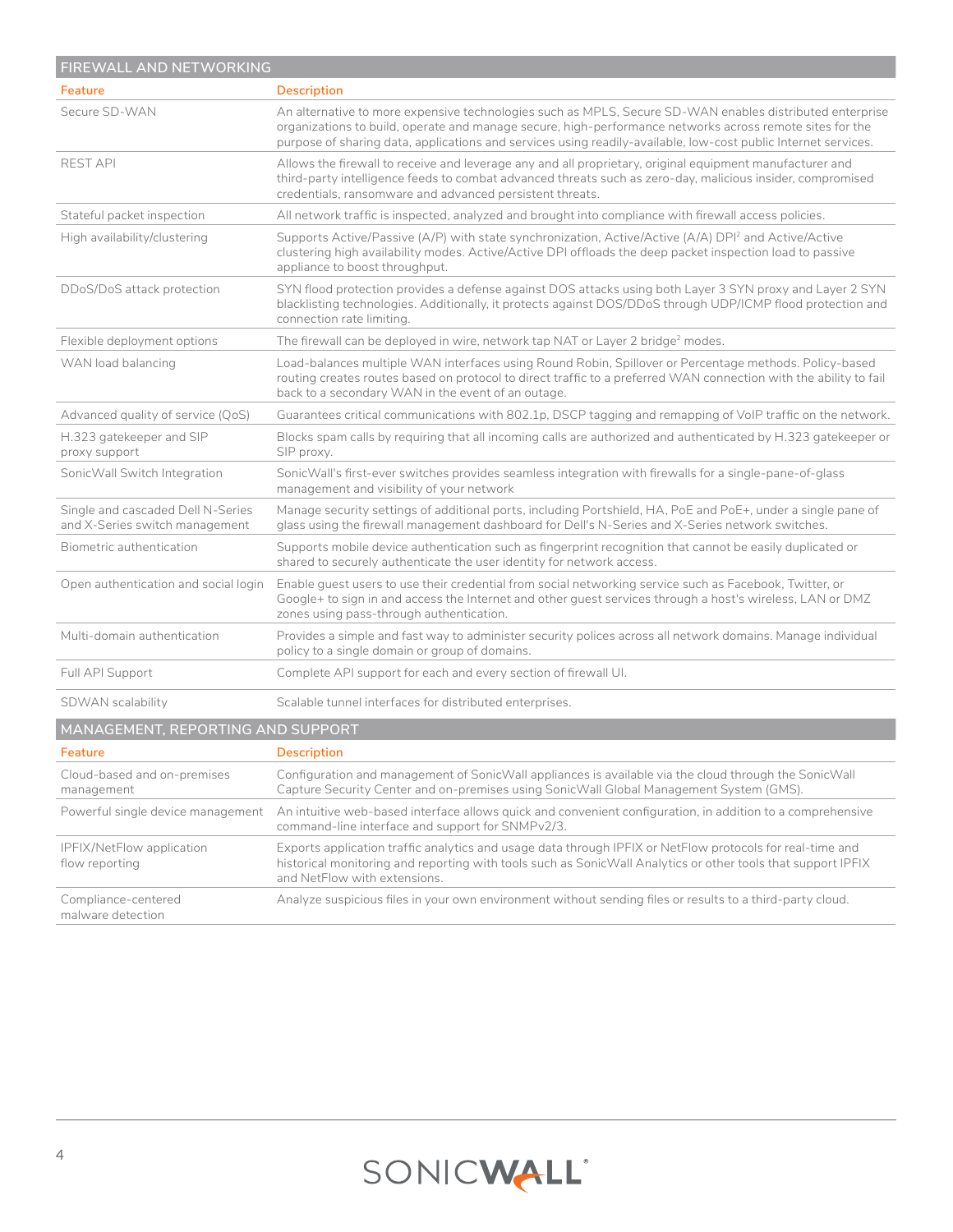## FIREWALL AND NETWORKING

| Feature | Description |
|---|---|
| Secure SD-WAN | An alternative to more expensive technologies such as MPLS, Secure SD-WAN enables distributed enterprise organizations to build, operate and manage secure, high-performance networks across remote sites for the purpose of sharing data, applications and services using readily-available, low-cost public Internet services. |
| REST API | Allows the firewall to receive and leverage any and all proprietary, original equipment manufacturer and third-party intelligence feeds to combat advanced threats such as zero-day, malicious insider, compromised credentials, ransomware and advanced persistent threats. |
| Stateful packet inspection | All network traffic is inspected, analyzed and brought into compliance with firewall access policies. |
| High availability/clustering | Supports Active/Passive (A/P) with state synchronization, Active/Active (A/A) DPI[2] and Active/Active clustering high availability modes. Active/Active DPI offloads the deep packet inspection load to passive appliance to boost throughput. |
| DDoS/DoS attack protection | SYN flood protection provides a defense against DOS attacks using both Layer 3 SYN proxy and Layer 2 SYN blacklisting technologies. Additionally, it protects against DOS/DDoS through UDP/ICMP flood protection and connection rate limiting. |
| Flexible deployment options | The firewall can be deployed in wire, network tap NAT or Layer 2 bridge[2] modes. |
| WAN load balancing | Load-balances multiple WAN interfaces using Round Robin, Spillover or Percentage methods. Policy-based routing creates routes based on protocol to direct traffic to a preferred WAN connection with the ability to fail back to a secondary WAN in the event of an outage. |
| Advanced quality of service (QoS) | Guarantees critical communications with 802.1p, DSCP tagging and remapping of VoIP traffic on the network. |
| H.323 gatekeeper and SIP proxy support | Blocks spam calls by requiring that all incoming calls are authorized and authenticated by H.323 gatekeeper or SIP proxy. |
| SonicWall Switch Integration | SonicWall's first-ever switches provides seamless integration with firewalls for a single-pane-of-glass management and visibility of your network |
| Single and cascaded Dell N-Series and X-Series switch management | Manage security settings of additional ports, including Portshield, HA, PoE and PoE+, under a single pane of glass using the firewall management dashboard for Dell's N-Series and X-Series network switches. |
| Biometric authentication | Supports mobile device authentication such as fingerprint recognition that cannot be easily duplicated or shared to securely authenticate the user identity for network access. |
| Open authentication and social login | Enable guest users to use their credential from social networking service such as Facebook, Twitter, or Google+ to sign in and access the Internet and other guest services through a host's wireless, LAN or DMZ zones using pass-through authentication. |
| Multi-domain authentication | Provides a simple and fast way to administer security polices across all network domains. Manage individual policy to a single domain or group of domains. |
| Full API Support | Complete API support for each and every section of firewall UI. |
| SDWAN scalability | Scalable tunnel interfaces for distributed enterprises. |

## MANAGEMENT, REPORTING AND SUPPORT

| Feature | Description |
|---|---|
| Cloud-based and on-premises management | Configuration and management of SonicWall appliances is available via the cloud through the SonicWall Capture Security Center and on-premises using SonicWall Global Management System (GMS). |
| Powerful single device management | An intuitive web-based interface allows quick and convenient configuration, in addition to a comprehensive command-line interface and support for SNMPv2/3. |
| IPFIX/NetFlow application flow reporting | Exports application traffic analytics and usage data through IPFIX or NetFlow protocols for real-time and historical monitoring and reporting with tools such as SonicWall Analytics or other tools that support IPFIX and NetFlow with extensions. |
| Compliance-centered malware detection | Analyze suspicious files in your own environment without sending files or results to a third-party cloud. |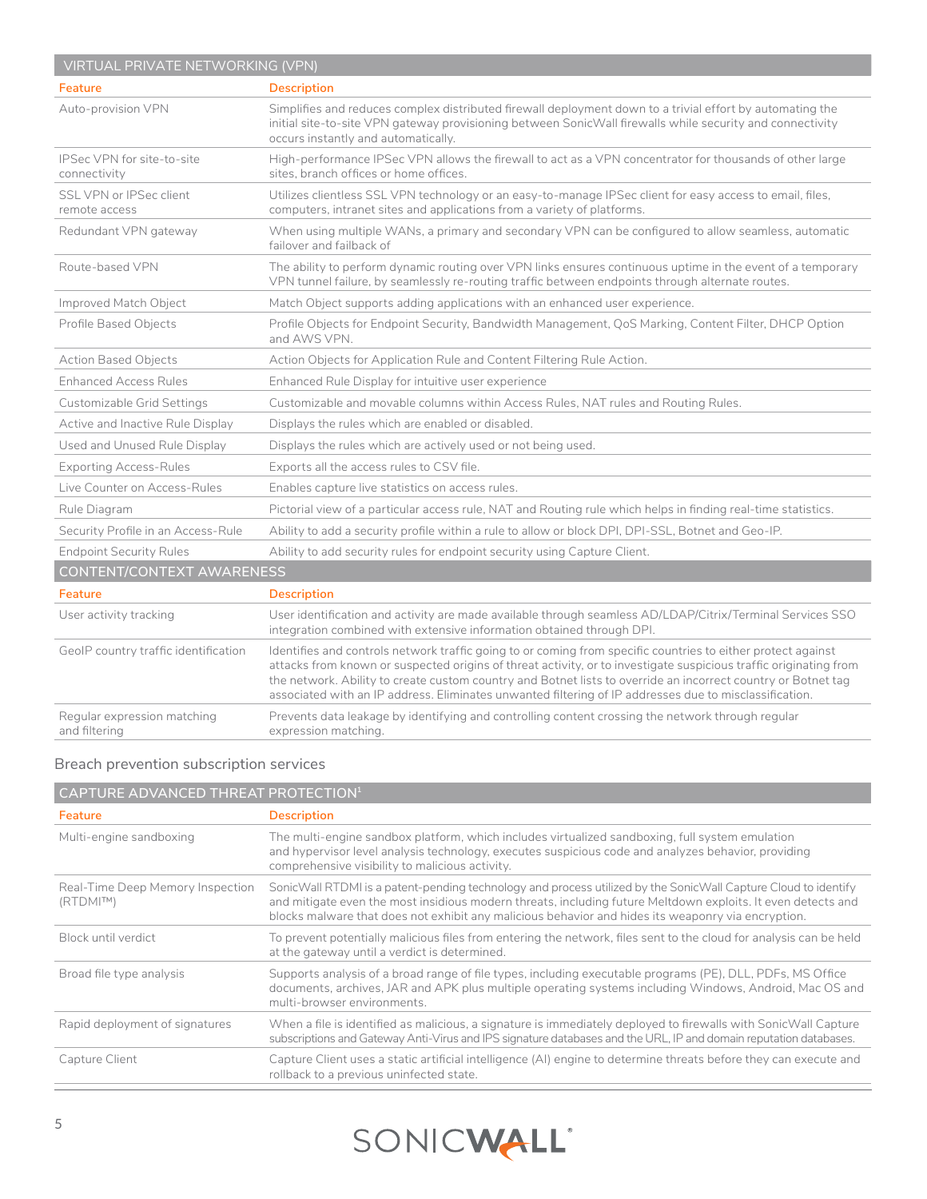| VIRTUAL PRIVATE NETWORKING (VPN) | |
|---|---|
| **Feature** | **Description** |
| Auto-provision VPN | Simplifies and reduces complex distributed firewall deployment down to a trivial effort by automating the initial site-to-site VPN gateway provisioning between SonicWall firewalls while security and connectivity occurs instantly and automatically. |
| IPSec VPN for site-to-site connectivity | High-performance IPSec VPN allows the firewall to act as a VPN concentrator for thousands of other large sites, branch offices or home offices. |
| SSL VPN or IPSec client remote access | Utilizes clientless SSL VPN technology or an easy-to-manage IPSec client for easy access to email, files, computers, intranet sites and applications from a variety of platforms. |
| Redundant VPN gateway | When using multiple WANs, a primary and secondary VPN can be configured to allow seamless, automatic failover and failback of |
| Route-based VPN | The ability to perform dynamic routing over VPN links ensures continuous uptime in the event of a temporary VPN tunnel failure, by seamlessly re-routing traffic between endpoints through alternate routes. |
| Improved Match Object | Match Object supports adding applications with an enhanced user experience. |
| Profile Based Objects | Profile Objects for Endpoint Security, Bandwidth Management, QoS Marking, Content Filter, DHCP Option and AWS VPN. |
| Action Based Objects | Action Objects for Application Rule and Content Filtering Rule Action. |
| Enhanced Access Rules | Enhanced Rule Display for intuitive user experience |
| Customizable Grid Settings | Customizable and movable columns within Access Rules, NAT rules and Routing Rules. |
| Active and Inactive Rule Display | Displays the rules which are enabled or disabled. |
| Used and Unused Rule Display | Displays the rules which are actively used or not being used. |
| Exporting Access-Rules | Exports all the access rules to CSV file. |
| Live Counter on Access-Rules | Enables capture live statistics on access rules. |
| Rule Diagram | Pictorial view of a particular access rule, NAT and Routing rule which helps in finding real-time statistics. |
| Security Profile in an Access-Rule | Ability to add a security profile within a rule to allow or block DPI, DPI-SSL, Botnet and Geo-IP. |
| Endpoint Security Rules | Ability to add security rules for endpoint security using Capture Client. |

| CONTENT/CONTEXT AWARENESS | |
|---|---|
| **Feature** | **Description** |
| User activity tracking | User identification and activity are made available through seamless AD/LDAP/Citrix/Terminal Services SSO integration combined with extensive information obtained through DPI. |
| GeoIP country traffic identification | Identifies and controls network traffic going to or coming from specific countries to either protect against attacks from known or suspected origins of threat activity, or to investigate suspicious traffic originating from the network. Ability to create custom country and Botnet lists to override an incorrect country or Botnet tag associated with an IP address. Eliminates unwanted filtering of IP addresses due to misclassification. |
| Regular expression matching and filtering | Prevents data leakage by identifying and controlling content crossing the network through regular expression matching. |

## Breach prevention subscription services

| CAPTURE ADVANCED THREAT PROTECTION[1] | |
|---|---|
| **Feature** | **Description** |
| Multi-engine sandboxing | The multi-engine sandbox platform, which includes virtualized sandboxing, full system emulation and hypervisor level analysis technology, executes suspicious code and analyzes behavior, providing comprehensive visibility to malicious activity. |
| Real-Time Deep Memory Inspection (RTDMI™) | SonicWall RTDMI is a patent-pending technology and process utilized by the SonicWall Capture Cloud to identify and mitigate even the most insidious modern threats, including future Meltdown exploits. It even detects and blocks malware that does not exhibit any malicious behavior and hides its weaponry via encryption. |
| Block until verdict | To prevent potentially malicious files from entering the network, files sent to the cloud for analysis can be held at the gateway until a verdict is determined. |
| Broad file type analysis | Supports analysis of a broad range of file types, including executable programs (PE), DLL, PDFs, MS Office documents, archives, JAR and APK plus multiple operating systems including Windows, Android, Mac OS and multi-browser environments. |
| Rapid deployment of signatures | When a file is identified as malicious, a signature is immediately deployed to firewalls with SonicWall Capture subscriptions and Gateway Anti-Virus and IPS signature databases and the URL, IP and domain reputation databases. |
| Capture Client | Capture Client uses a static artificial intelligence (AI) engine to determine threats before they can execute and rollback to a previous uninfected state. |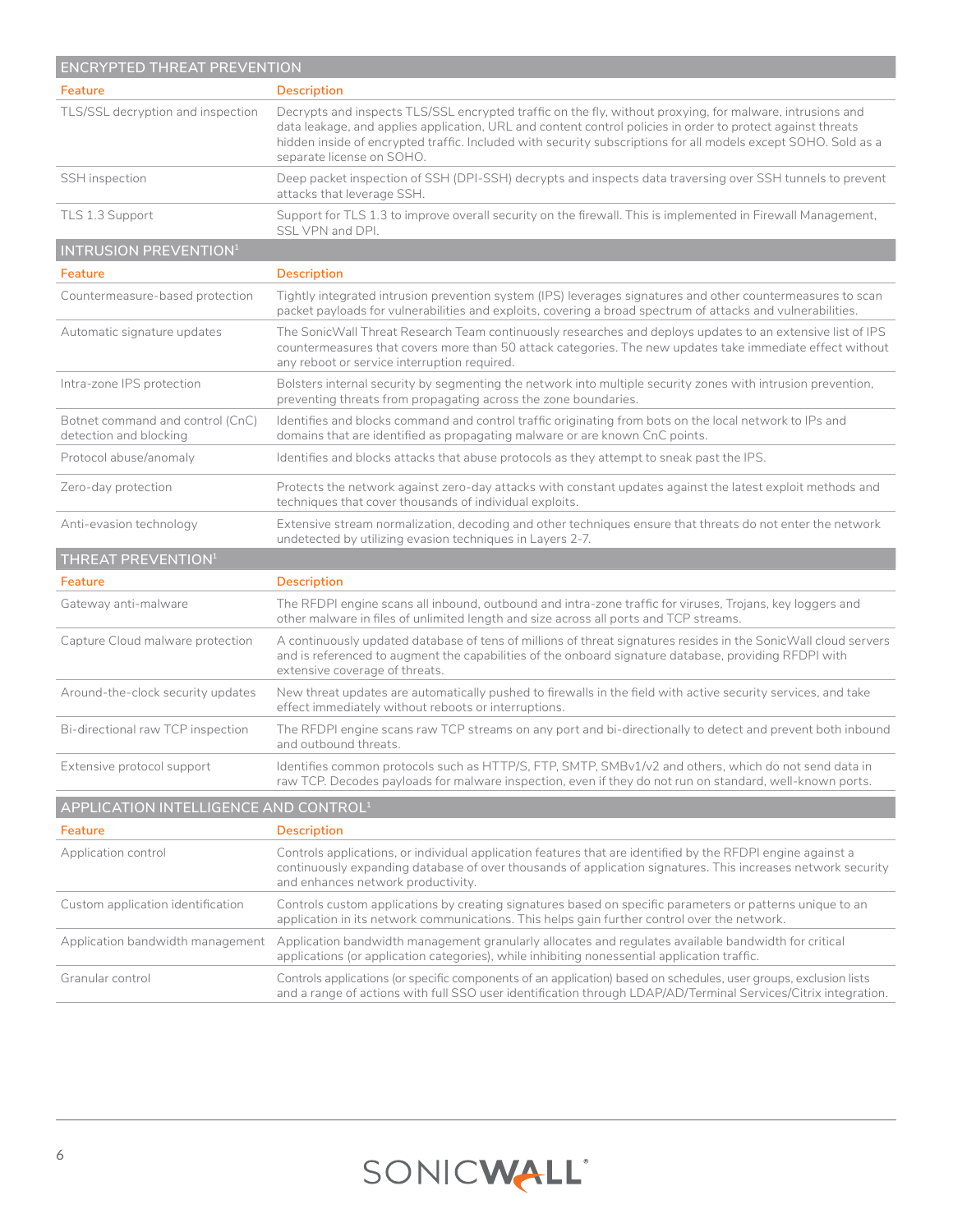## ENCRYPTED THREAT PREVENTION

| Feature | Description |
|---|---|
| TLS/SSL decryption and inspection | Decrypts and inspects TLS/SSL encrypted traffic on the fly, without proxying, for malware, intrusions and data leakage, and applies application, URL and content control policies in order to protect against threats hidden inside of encrypted traffic. Included with security subscriptions for all models except SOHO. Sold as a separate license on SOHO. |
| SSH inspection | Deep packet inspection of SSH (DPI-SSH) decrypts and inspects data traversing over SSH tunnels to prevent attacks that leverage SSH. |
| TLS 1.3 Support | Support for TLS 1.3 to improve overall security on the firewall. This is implemented in Firewall Management, SSL VPN and DPI. |

## INTRUSION PREVENTION[1]

| Feature | Description |
|---|---|
| Countermeasure-based protection | Tightly integrated intrusion prevention system (IPS) leverages signatures and other countermeasures to scan packet payloads for vulnerabilities and exploits, covering a broad spectrum of attacks and vulnerabilities. |
| Automatic signature updates | The SonicWall Threat Research Team continuously researches and deploys updates to an extensive list of IPS countermeasures that covers more than 50 attack categories. The new updates take immediate effect without any reboot or service interruption required. |
| Intra-zone IPS protection | Bolsters internal security by segmenting the network into multiple security zones with intrusion prevention, preventing threats from propagating across the zone boundaries. |
| Botnet command and control (CnC) detection and blocking | Identifies and blocks command and control traffic originating from bots on the local network to IPs and domains that are identified as propagating malware or are known CnC points. |
| Protocol abuse/anomaly | Identifies and blocks attacks that abuse protocols as they attempt to sneak past the IPS. |
| Zero-day protection | Protects the network against zero-day attacks with constant updates against the latest exploit methods and techniques that cover thousands of individual exploits. |
| Anti-evasion technology | Extensive stream normalization, decoding and other techniques ensure that threats do not enter the network undetected by utilizing evasion techniques in Layers 2-7. |

## THREAT PREVENTION[1]

| Feature | Description |
|---|---|
| Gateway anti-malware | The RFDPI engine scans all inbound, outbound and intra-zone traffic for viruses, Trojans, key loggers and other malware in files of unlimited length and size across all ports and TCP streams. |
| Capture Cloud malware protection | A continuously updated database of tens of millions of threat signatures resides in the SonicWall cloud servers and is referenced to augment the capabilities of the onboard signature database, providing RFDPI with extensive coverage of threats. |
| Around-the-clock security updates | New threat updates are automatically pushed to firewalls in the field with active security services, and take effect immediately without reboots or interruptions. |
| Bi-directional raw TCP inspection | The RFDPI engine scans raw TCP streams on any port and bi-directionally to detect and prevent both inbound and outbound threats. |
| Extensive protocol support | Identifies common protocols such as HTTP/S, FTP, SMTP, SMBv1/v2 and others, which do not send data in raw TCP. Decodes payloads for malware inspection, even if they do not run on standard, well-known ports. |

## APPLICATION INTELLIGENCE AND CONTROL[1]

| Feature | Description |
|---|---|
| Application control | Controls applications, or individual application features that are identified by the RFDPI engine against a continuously expanding database of over thousands of application signatures. This increases network security and enhances network productivity. |
| Custom application identification | Controls custom applications by creating signatures based on specific parameters or patterns unique to an application in its network communications. This helps gain further control over the network. |
| Application bandwidth management | Application bandwidth management granularly allocates and regulates available bandwidth for critical applications (or application categories), while inhibiting nonessential application traffic. |
| Granular control | Controls applications (or specific components of an application) based on schedules, user groups, exclusion lists and a range of actions with full SSO user identification through LDAP/AD/Terminal Services/Citrix integration. |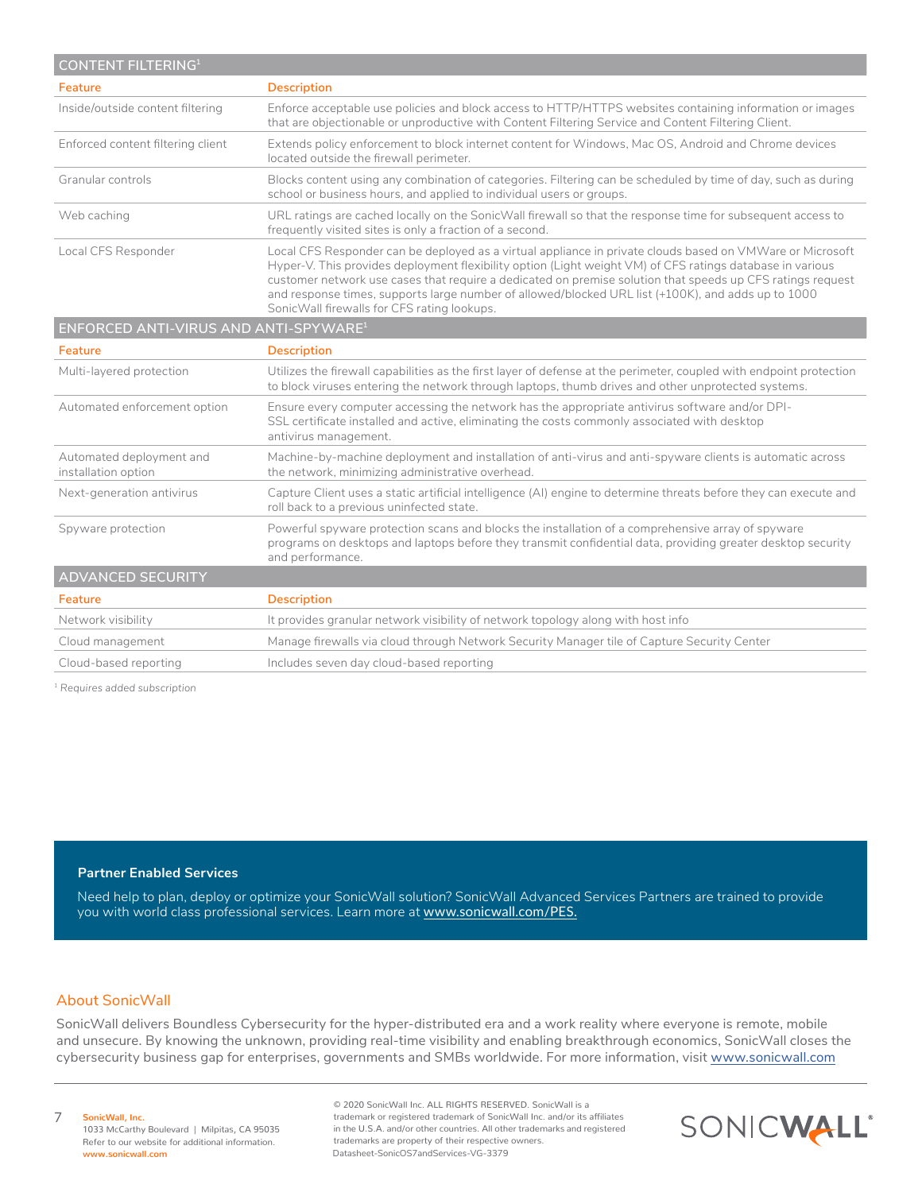| CONTENT FILTERING[1] | |
|---|---|
| **Feature** | **Description** |
| Inside/outside content filtering | Enforce acceptable use policies and block access to HTTP/HTTPS websites containing information or images that are objectionable or unproductive with Content Filtering Service and Content Filtering Client. |
| Enforced content filtering client | Extends policy enforcement to block internet content for Windows, Mac OS, Android and Chrome devices located outside the firewall perimeter. |
| Granular controls | Blocks content using any combination of categories. Filtering can be scheduled by time of day, such as during school or business hours, and applied to individual users or groups. |
| Web caching | URL ratings are cached locally on the SonicWall firewall so that the response time for subsequent access to frequently visited sites is only a fraction of a second. |
| Local CFS Responder | Local CFS Responder can be deployed as a virtual appliance in private clouds based on VMWare or Microsoft Hyper-V. This provides deployment flexibility option (Light weight VM) of CFS ratings database in various customer network use cases that require a dedicated on premise solution that speeds up CFS ratings request and response times, supports large number of allowed/blocked URL list (+100K), and adds up to 1000 SonicWall firewalls for CFS rating lookups. |

| ENFORCED ANTI-VIRUS AND ANTI-SPYWARE[1] | |
|---|---|
| **Feature** | **Description** |
| Multi-layered protection | Utilizes the firewall capabilities as the first layer of defense at the perimeter, coupled with endpoint protection to block viruses entering the network through laptops, thumb drives and other unprotected systems. |
| Automated enforcement option | Ensure every computer accessing the network has the appropriate antivirus software and/or DPI-SSL certificate installed and active, eliminating the costs commonly associated with desktop antivirus management. |
| Automated deployment and installation option | Machine-by-machine deployment and installation of anti-virus and anti-spyware clients is automatic across the network, minimizing administrative overhead. |
| Next-generation antivirus | Capture Client uses a static artificial intelligence (AI) engine to determine threats before they can execute and roll back to a previous uninfected state. |
| Spyware protection | Powerful spyware protection scans and blocks the installation of a comprehensive array of spyware programs on desktops and laptops before they transmit confidential data, providing greater desktop security and performance. |

| ADVANCED SECURITY | |
|---|---|
| **Feature** | **Description** |
| Network visibility | It provides granular network visibility of network topology along with host info |
| Cloud management | Manage firewalls via cloud through Network Security Manager tile of Capture Security Center |
| Cloud-based reporting | Includes seven day cloud-based reporting |

[1] *Requires added subscription*

**Partner Enabled Services**

Need help to plan, deploy or optimize your SonicWall solution? SonicWall Advanced Services Partners are trained to provide you with world class professional services. Learn more at www.sonicwall.com/PES.

## About SonicWall

SonicWall delivers Boundless Cybersecurity for the hyper-distributed era and a work reality where everyone is remote, mobile and unsecure. By knowing the unknown, providing real-time visibility and enabling breakthrough economics, SonicWall closes the cybersecurity business gap for enterprises, governments and SMBs worldwide. For more information, visit www.sonicwall.com

**SonicWall, Inc.**
1033 McCarthy Boulevard | Milpitas, CA 95035
Refer to our website for additional information.
www.sonicwall.com

© 2020 SonicWall Inc. ALL RIGHTS RESERVED. SonicWall is a trademark or registered trademark of SonicWall Inc. and/or its affiliates in the U.S.A. and/or other countries. All other trademarks and registered trademarks are property of their respective owners.
Datasheet-SonicOS7andServices-VG-3379

SONICWALL®